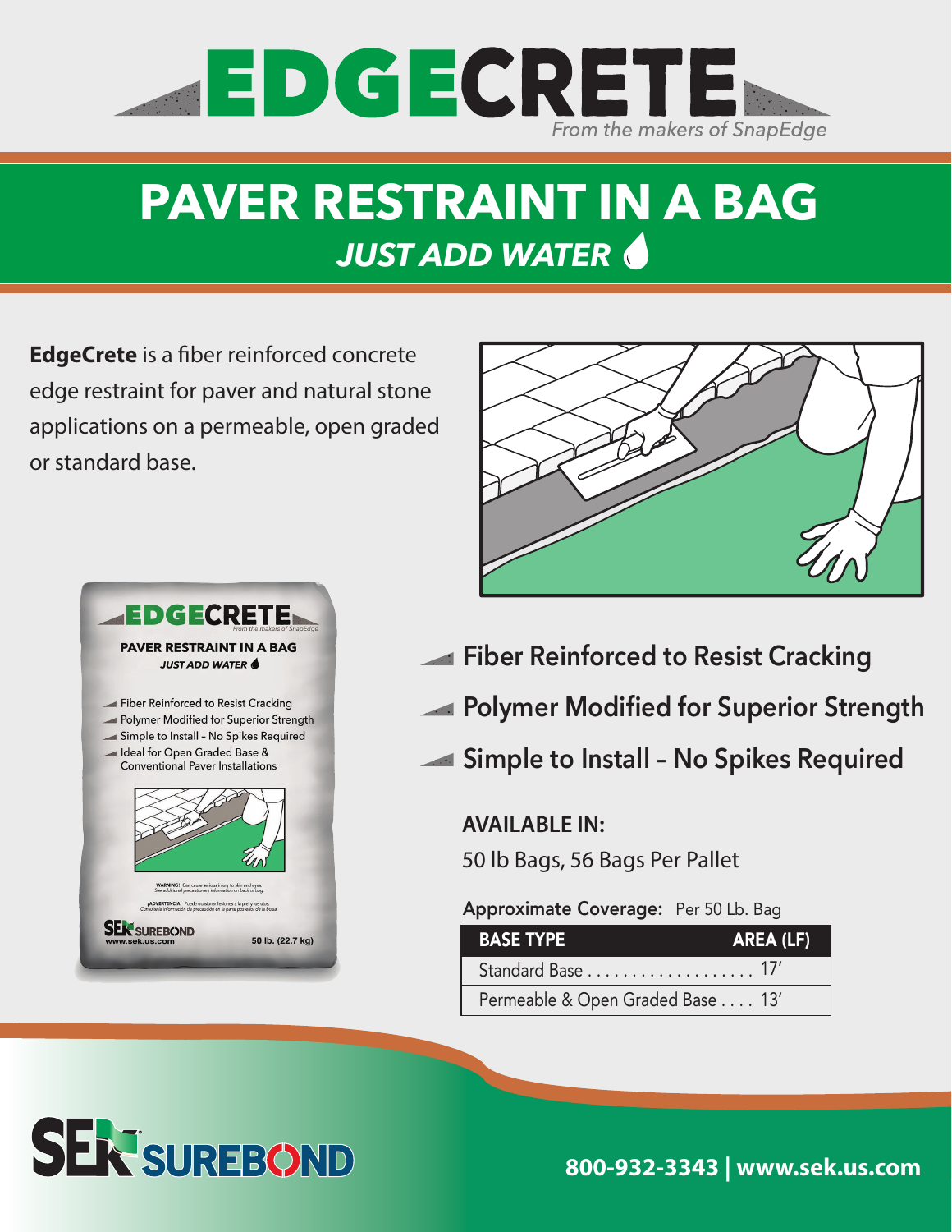# EDGECRETE

From the makers of SnapEdge

## PAVER RESTRAINT IN A BAG

***JUST ADD WATER***

**EdgeCrete** is a fiber reinforced concrete edge restraint for paver and natural stone applications on a permeable, open graded or standard base.

- Fiber Reinforced to Resist Cracking
- Polymer Modified for Superior Strength
- Simple to Install – No Spikes Required

**AVAILABLE IN:**

50 lb Bags, 56 Bags Per Pallet

**Approximate Coverage:** Per 50 Lb. Bag

| BASE TYPE | AREA (LF) |
|---|---|
| Standard Base | 17′ |
| Permeable & Open Graded Base | 13′ |

SEK SUREBOND

800-932-3343 | www.sek.us.com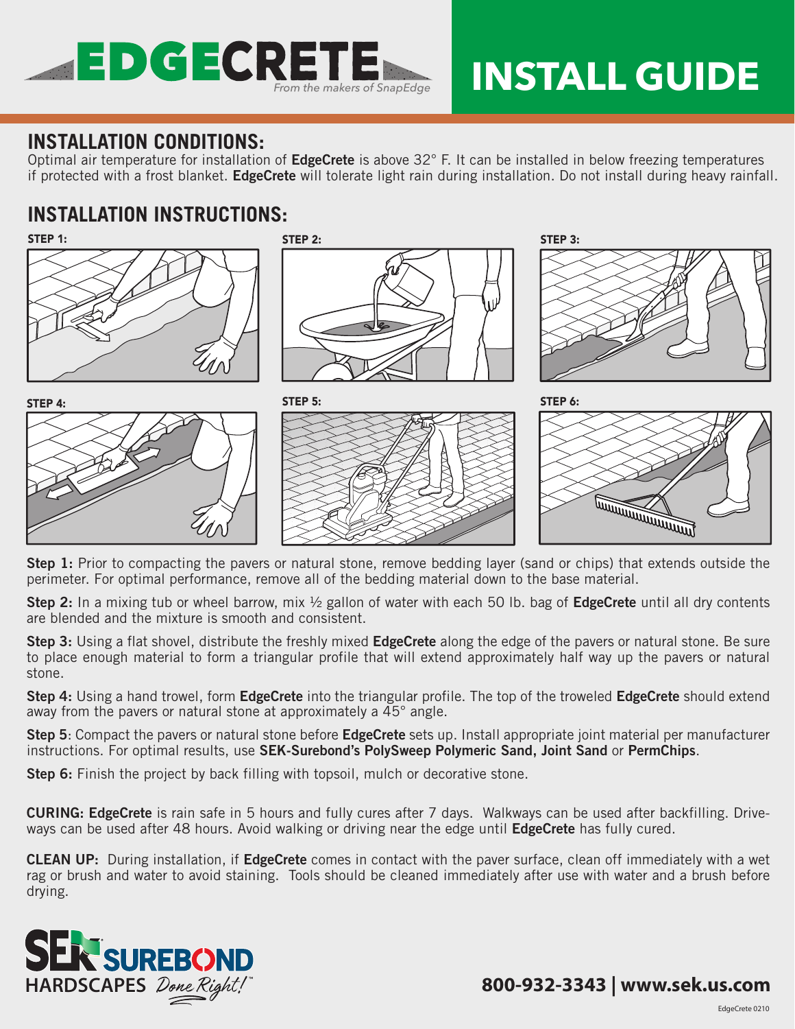# EDGECRETE

*From the makers of SnapEdge*

# INSTALL GUIDE

## INSTALLATION CONDITIONS:

Optimal air temperature for installation of **EdgeCrete** is above 32° F. It can be installed in below freezing temperatures if protected with a frost blanket. **EdgeCrete** will tolerate light rain during installation. Do not install during heavy rainfall.

## INSTALLATION INSTRUCTIONS:

**STEP 1:**

**STEP 2:**

**STEP 3:**

**STEP 4:**

**STEP 5:**

**STEP 6:**

**Step 1:** Prior to compacting the pavers or natural stone, remove bedding layer (sand or chips) that extends outside the perimeter. For optimal performance, remove all of the bedding material down to the base material.

**Step 2:** In a mixing tub or wheel barrow, mix ½ gallon of water with each 50 lb. bag of **EdgeCrete** until all dry contents are blended and the mixture is smooth and consistent.

**Step 3:** Using a flat shovel, distribute the freshly mixed **EdgeCrete** along the edge of the pavers or natural stone. Be sure to place enough material to form a triangular profile that will extend approximately half way up the pavers or natural stone.

**Step 4:** Using a hand trowel, form **EdgeCrete** into the triangular profile. The top of the troweled **EdgeCrete** should extend away from the pavers or natural stone at approximately a 45° angle.

**Step 5**: Compact the pavers or natural stone before **EdgeCrete** sets up. Install appropriate joint material per manufacturer instructions. For optimal results, use **SEK-Surebond's PolySweep Polymeric Sand, Joint Sand** or **PermChips**.

**Step 6:** Finish the project by back filling with topsoil, mulch or decorative stone.

**CURING: EdgeCrete** is rain safe in 5 hours and fully cures after 7 days. Walkways can be used after backfilling. Driveways can be used after 48 hours. Avoid walking or driving near the edge until **EdgeCrete** has fully cured.

**CLEAN UP:** During installation, if **EdgeCrete** comes in contact with the paver surface, clean off immediately with a wet rag or brush and water to avoid staining. Tools should be cleaned immediately after use with water and a brush before drying.

SEK SUREBOND HARDSCAPES *Done Right!*™

**800-932-3343 | www.sek.us.com**

EdgeCrete 0210